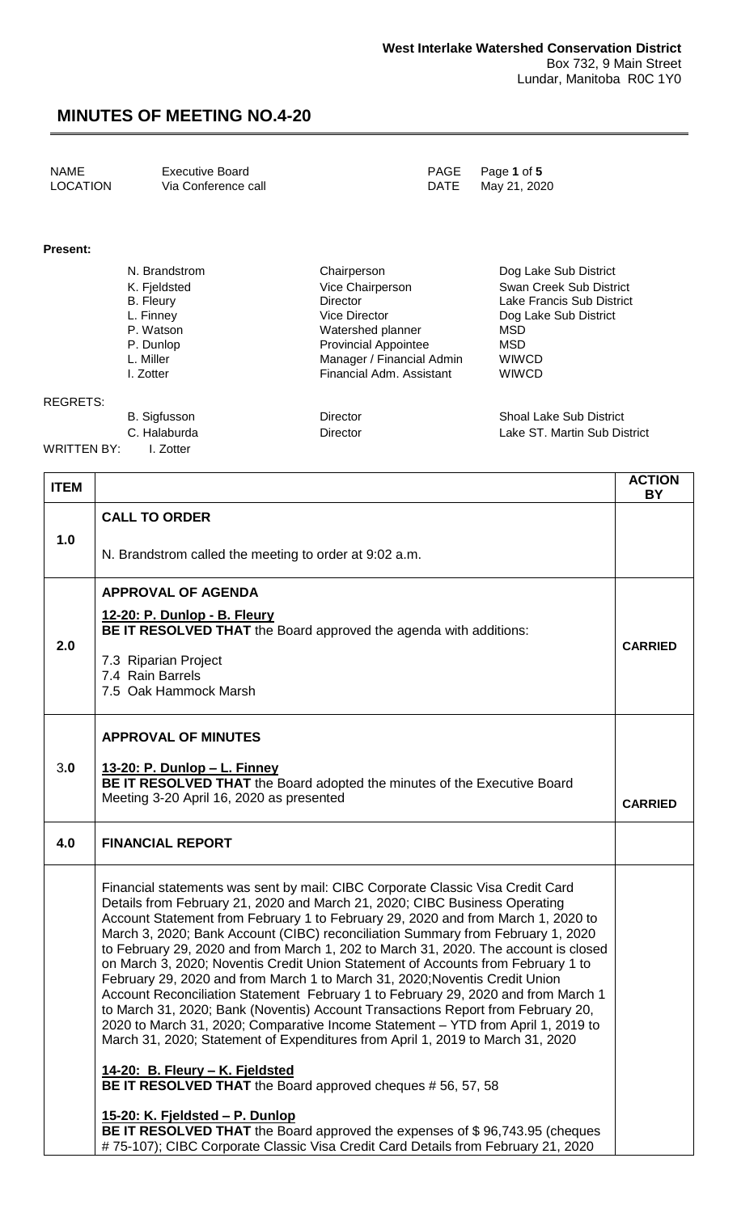**West Interlake Watershed Conservation District**
Box 732, 9 Main Street
Lundar, Manitoba R0C 1Y0

# MINUTES OF MEETING NO.4-20

| | | | |
|---|---|---|---|
| NAME | Executive Board | PAGE | Page **1** of **5** |
| LOCATION | Via Conference call | DATE | May 21, 2020 |

**Present:**

| | | |
|---|---|---|
| N. Brandstrom | Chairperson | Dog Lake Sub District |
| K. Fjeldsted | Vice Chairperson | Swan Creek Sub District |
| B. Fleury | Director | Lake Francis Sub District |
| L. Finney | Vice Director | Dog Lake Sub District |
| P. Watson | Watershed planner | MSD |
| P. Dunlop | Provincial Appointee | MSD |
| L. Miller | Manager / Financial Admin | WIWCD |
| I. Zotter | Financial Adm. Assistant | WIWCD |

REGRETS:

| | | |
|---|---|---|
| B. Sigfusson | Director | Shoal Lake Sub District |
| C. Halaburda | Director | Lake ST. Martin Sub District |

WRITTEN BY: I. Zotter

| ITEM | | ACTION BY |
|---|---|---|
| 1.0 | **CALL TO ORDER**<br><br>N. Brandstrom called the meeting to order at 9:02 a.m. | |
| 2.0 | **APPROVAL OF AGENDA**<br><br>**12-20: P. Dunlop - B. Fleury**<br>**BE IT RESOLVED THAT** the Board approved the agenda with additions:<br><br>7.3 Riparian Project<br>7.4 Rain Barrels<br>7.5 Oak Hammock Marsh | **CARRIED** |
| 3.0 | **APPROVAL OF MINUTES**<br><br>**13-20: P. Dunlop – L. Finney**<br>**BE IT RESOLVED THAT** the Board adopted the minutes of the Executive Board Meeting 3-20 April 16, 2020 as presented | **CARRIED** |
| 4.0 | **FINANCIAL REPORT** | |
| | Financial statements was sent by mail: CIBC Corporate Classic Visa Credit Card Details from February 21, 2020 and March 21, 2020; CIBC Business Operating Account Statement from February 1 to February 29, 2020 and from March 1, 2020 to March 3, 2020; Bank Account (CIBC) reconciliation Summary from February 1, 2020 to February 29, 2020 and from March 1, 202 to March 31, 2020. The account is closed on March 3, 2020; Noventis Credit Union Statement of Accounts from February 1 to February 29, 2020 and from March 1 to March 31, 2020;Noventis Credit Union Account Reconciliation Statement February 1 to February 29, 2020 and from March 1 to March 31, 2020; Bank (Noventis) Account Transactions Report from February 20, 2020 to March 31, 2020; Comparative Income Statement – YTD from April 1, 2019 to March 31, 2020; Statement of Expenditures from April 1, 2019 to March 31, 2020<br><br>**14-20: B. Fleury – K. Fjeldsted**<br>**BE IT RESOLVED THAT** the Board approved cheques # 56, 57, 58<br><br>**15-20: K. Fjeldsted – P. Dunlop**<br>**BE IT RESOLVED THAT** the Board approved the expenses of $ 96,743.95 (cheques # 75-107); CIBC Corporate Classic Visa Credit Card Details from February 21, 2020 | |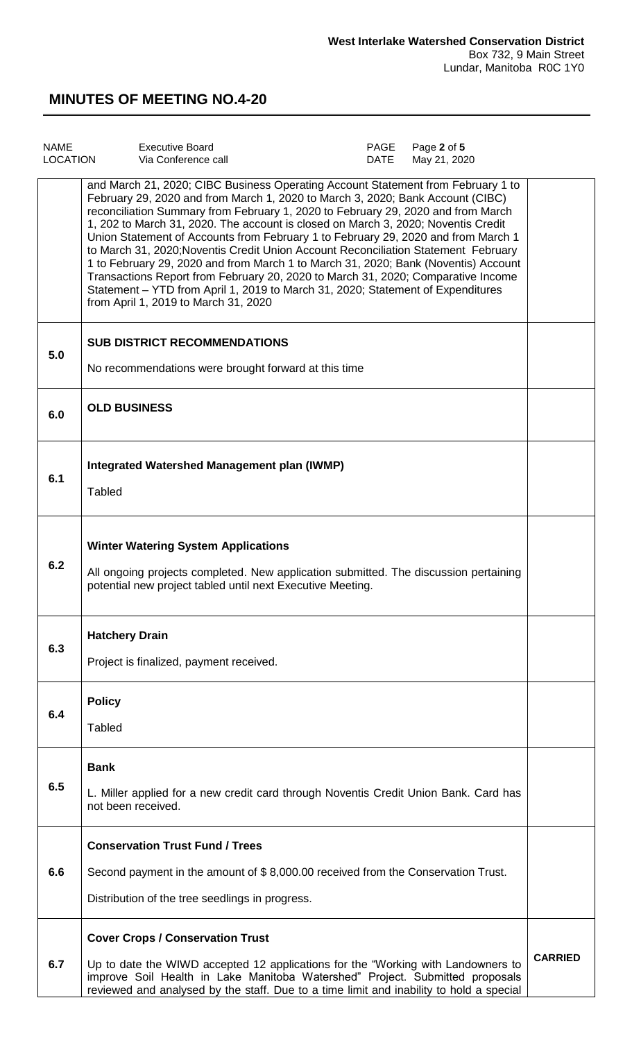**West Interlake Watershed Conservation District**
Box 732, 9 Main Street
Lundar, Manitoba R0C 1Y0

# MINUTES OF MEETING NO.4-20

| NAME | Executive Board | PAGE | Page 2 of 5 |
|---|---|---|---|
| LOCATION | Via Conference call | DATE | May 21, 2020 |

| | | |
|---|---|---|
| | and March 21, 2020; CIBC Business Operating Account Statement from February 1 to February 29, 2020 and from March 1, 2020 to March 3, 2020; Bank Account (CIBC) reconciliation Summary from February 1, 2020 to February 29, 2020 and from March 1, 202 to March 31, 2020. The account is closed on March 3, 2020; Noventis Credit Union Statement of Accounts from February 1 to February 29, 2020 and from March 1 to March 31, 2020;Noventis Credit Union Account Reconciliation Statement February 1 to February 29, 2020 and from March 1 to March 31, 2020; Bank (Noventis) Account Transactions Report from February 20, 2020 to March 31, 2020; Comparative Income Statement – YTD from April 1, 2019 to March 31, 2020; Statement of Expenditures from April 1, 2019 to March 31, 2020 | |
| 5.0 | **SUB DISTRICT RECOMMENDATIONS**<br><br>No recommendations were brought forward at this time | |
| 6.0 | **OLD BUSINESS** | |
| 6.1 | **Integrated Watershed Management plan (IWMP)**<br><br>Tabled | |
| 6.2 | **Winter Watering System Applications**<br><br>All ongoing projects completed. New application submitted. The discussion pertaining potential new project tabled until next Executive Meeting. | |
| 6.3 | **Hatchery Drain**<br><br>Project is finalized, payment received. | |
| 6.4 | **Policy**<br><br>Tabled | |
| 6.5 | **Bank**<br><br>L. Miller applied for a new credit card through Noventis Credit Union Bank. Card has not been received. | |
| 6.6 | **Conservation Trust Fund / Trees**<br><br>Second payment in the amount of $ 8,000.00 received from the Conservation Trust.<br><br>Distribution of the tree seedlings in progress. | |
| 6.7 | **Cover Crops / Conservation Trust**<br><br>Up to date the WIWD accepted 12 applications for the "Working with Landowners to improve Soil Health in Lake Manitoba Watershed" Project. Submitted proposals reviewed and analysed by the staff. Due to a time limit and inability to hold a special | **CARRIED** |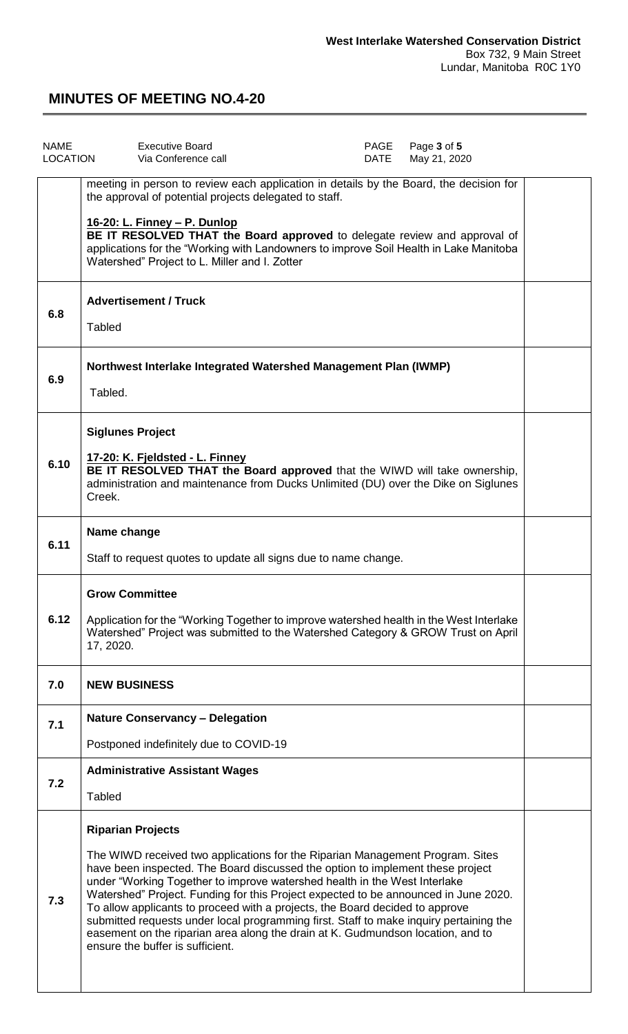**West Interlake Watershed Conservation District**
Box 732, 9 Main Street
Lundar, Manitoba R0C 1Y0

# MINUTES OF MEETING NO.4-20

| NAME | Executive Board | PAGE | Page 3 of 5 |
|---|---|---|---|
| LOCATION | Via Conference call | DATE | May 21, 2020 |

| | | |
|---|---|---|
| | meeting in person to review each application in details by the Board, the decision for the approval of potential projects delegated to staff.<br><br>**16-20: L. Finney – P. Dunlop**<br>**BE IT RESOLVED THAT the Board approved** to delegate review and approval of applications for the "Working with Landowners to improve Soil Health in Lake Manitoba Watershed" Project to L. Miller and I. Zotter | |
| **6.8** | **Advertisement / Truck**<br><br>Tabled | |
| **6.9** | **Northwest Interlake Integrated Watershed Management Plan (IWMP)**<br><br>Tabled. | |
| **6.10** | **Siglunes Project**<br><br>**17-20: K. Fjeldsted - L. Finney**<br>**BE IT RESOLVED THAT the Board approved** that the WIWD will take ownership, administration and maintenance from Ducks Unlimited (DU) over the Dike on Siglunes Creek. | |
| **6.11** | **Name change**<br><br>Staff to request quotes to update all signs due to name change. | |
| **6.12** | **Grow Committee**<br><br>Application for the "Working Together to improve watershed health in the West Interlake Watershed" Project was submitted to the Watershed Category & GROW Trust on April 17, 2020. | |
| **7.0** | **NEW BUSINESS** | |
| **7.1** | **Nature Conservancy – Delegation**<br><br>Postponed indefinitely due to COVID-19 | |
| **7.2** | **Administrative Assistant Wages**<br><br>Tabled | |
| **7.3** | **Riparian Projects**<br><br>The WIWD received two applications for the Riparian Management Program. Sites have been inspected. The Board discussed the option to implement these project under "Working Together to improve watershed health in the West Interlake Watershed" Project. Funding for this Project expected to be announced in June 2020. To allow applicants to proceed with a projects, the Board decided to approve submitted requests under local programming first. Staff to make inquiry pertaining the easement on the riparian area along the drain at K. Gudmundson location, and to ensure the buffer is sufficient. | |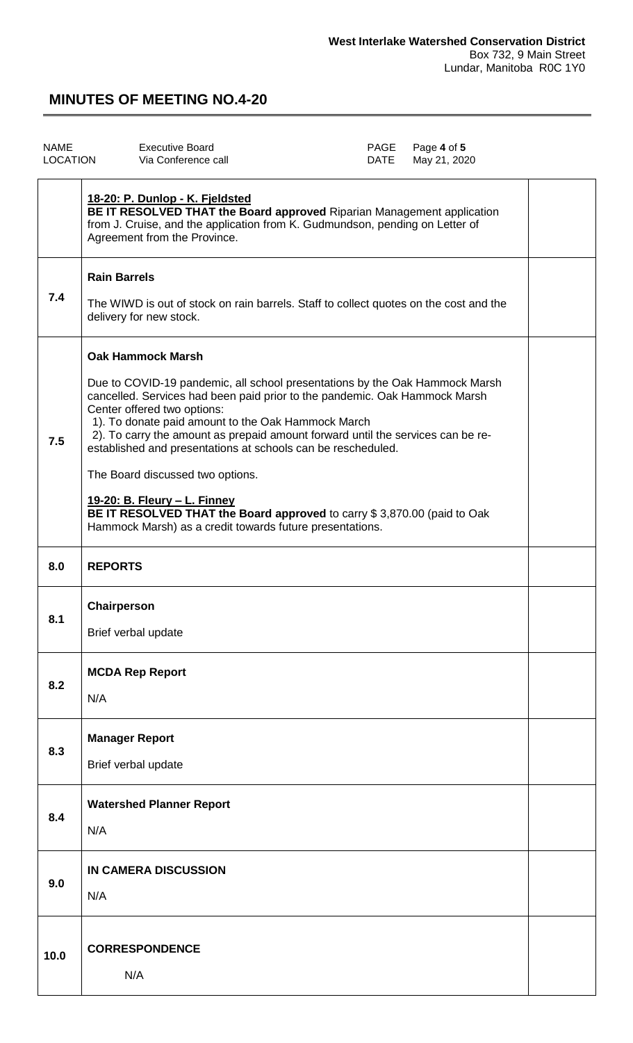**West Interlake Watershed Conservation District**
Box 732, 9 Main Street
Lundar, Manitoba R0C 1Y0

# MINUTES OF MEETING NO.4-20

| NAME | Executive Board | PAGE | Page 4 of 5 |
|---|---|---|---|
| LOCATION | Via Conference call | DATE | May 21, 2020 |

| | | |
|---|---|---|
| | **18-20: P. Dunlop - K. Fjeldsted**<br>**BE IT RESOLVED THAT the Board approved** Riparian Management application from J. Cruise, and the application from K. Gudmundson, pending on Letter of Agreement from the Province. | |
| 7.4 | **Rain Barrels**<br><br>The WIWD is out of stock on rain barrels. Staff to collect quotes on the cost and the delivery for new stock. | |
| 7.5 | **Oak Hammock Marsh**<br><br>Due to COVID-19 pandemic, all school presentations by the Oak Hammock Marsh cancelled. Services had been paid prior to the pandemic. Oak Hammock Marsh Center offered two options:<br>1). To donate paid amount to the Oak Hammock March<br>2). To carry the amount as prepaid amount forward until the services can be re-established and presentations at schools can be rescheduled.<br><br>The Board discussed two options.<br><br>**19-20: B. Fleury – L. Finney**<br>**BE IT RESOLVED THAT the Board approved** to carry $ 3,870.00 (paid to Oak Hammock Marsh) as a credit towards future presentations. | |
| 8.0 | **REPORTS** | |
| 8.1 | **Chairperson**<br><br>Brief verbal update | |
| 8.2 | **MCDA Rep Report**<br><br>N/A | |
| 8.3 | **Manager Report**<br><br>Brief verbal update | |
| 8.4 | **Watershed Planner Report**<br><br>N/A | |
| 9.0 | **IN CAMERA DISCUSSION**<br><br>N/A | |
| 10.0 | **CORRESPONDENCE**<br><br>N/A | |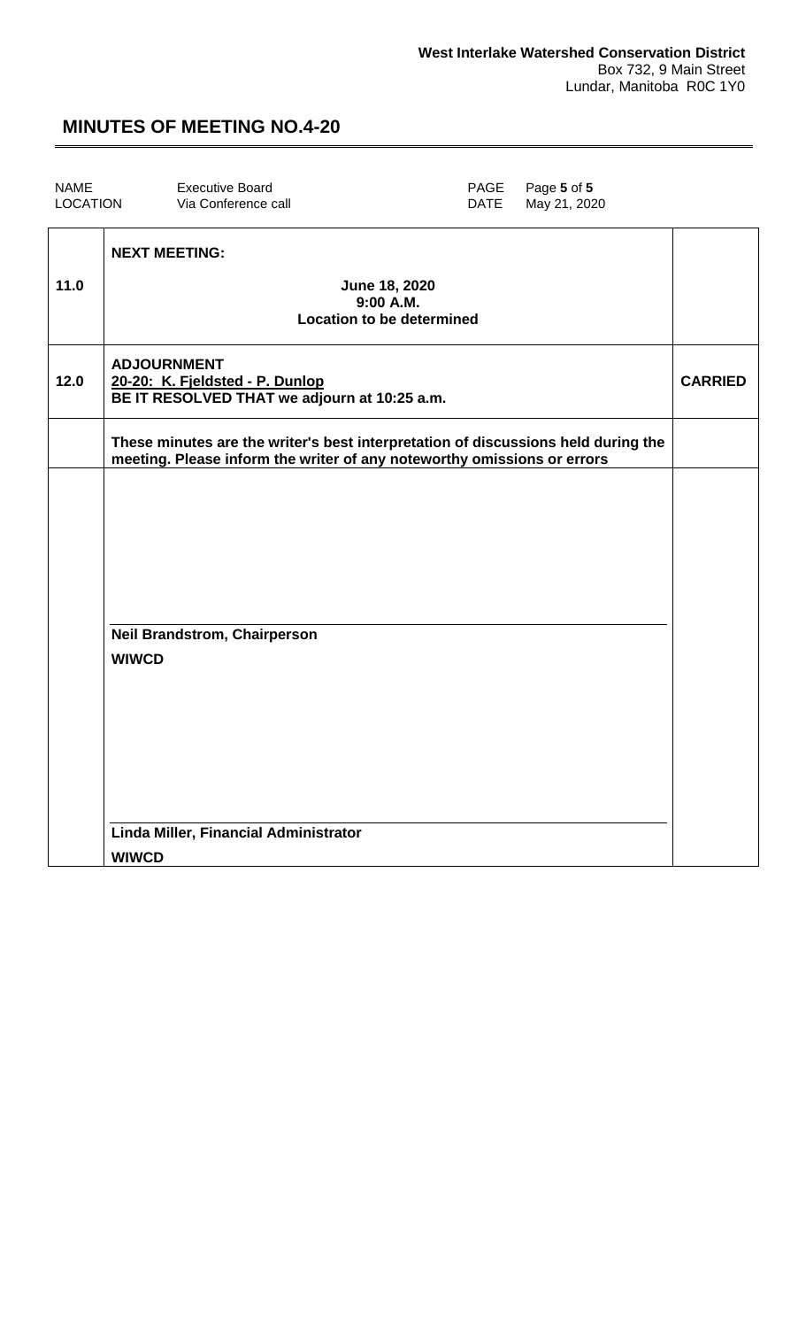**West Interlake Watershed Conservation District**
Box 732, 9 Main Street
Lundar, Manitoba R0C 1Y0

# MINUTES OF MEETING NO.4-20

| | | | |
|---|---|---|---|
| NAME | Executive Board | PAGE | Page **5** of **5** |
| LOCATION | Via Conference call | DATE | May 21, 2020 |

| | | |
|---|---|---|
| **11.0** | **NEXT MEETING:**<br>**June 18, 2020**<br>**9:00 A.M.**<br>**Location to be determined** | |
| **12.0** | **ADJOURNMENT**<br>**20-20: K. Fjeldsted - P. Dunlop**<br>**BE IT RESOLVED THAT we adjourn at 10:25 a.m.** | **CARRIED** |
| | **These minutes are the writer's best interpretation of discussions held during the meeting. Please inform the writer of any noteworthy omissions or errors** | |
| | **Neil Brandstrom, Chairperson**<br>**WIWCD** | |
| | **Linda Miller, Financial Administrator**<br>**WIWCD** | |